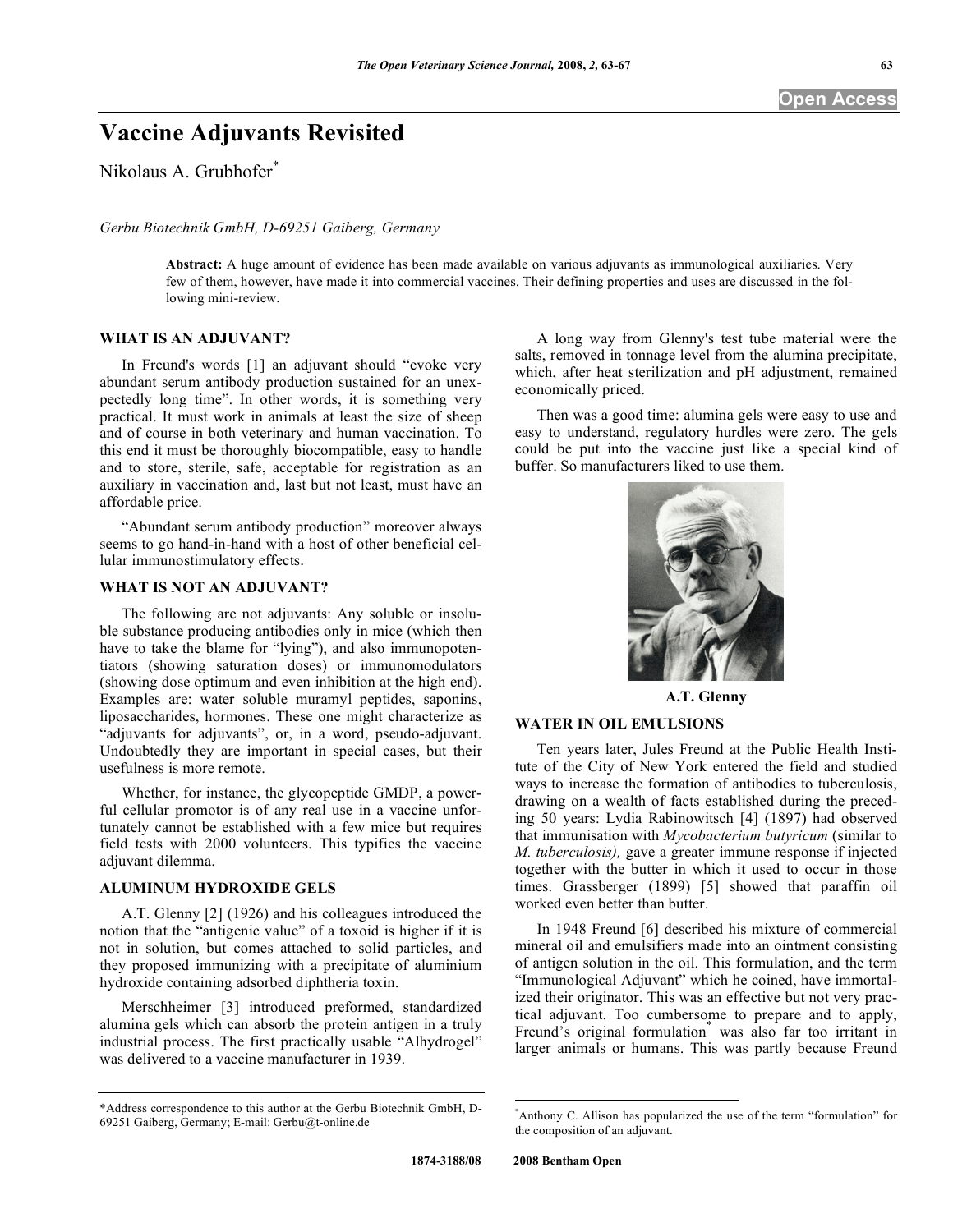# Vaccine Adjuvants Revisited

Nikolaus A. Grubhofer*

*Gerbu Biotechnik GmbH, D-69251 Gaiberg, Germany*

**Abstract:** A huge amount of evidence has been made available on various adjuvants as immunological auxiliaries. Very few of them, however, have made it into commercial vaccines. Their defining properties and uses are discussed in the following mini-review.

## WHAT IS AN ADJUVANT?

In Freund's words [1] an adjuvant should "evoke very abundant serum antibody production sustained for an unexpectedly long time". In other words, it is something very practical. It must work in animals at least the size of sheep and of course in both veterinary and human vaccination. To this end it must be thoroughly biocompatible, easy to handle and to store, sterile, safe, acceptable for registration as an auxiliary in vaccination and, last but not least, must have an affordable price.

"Abundant serum antibody production" moreover always seems to go hand-in-hand with a host of other beneficial cellular immunostimulatory effects.

## WHAT IS NOT AN ADJUVANT?

The following are not adjuvants: Any soluble or insoluble substance producing antibodies only in mice (which then have to take the blame for "lying"), and also immunopotentiators (showing saturation doses) or immunomodulators (showing dose optimum and even inhibition at the high end). Examples are: water soluble muramyl peptides, saponins, liposaccharides, hormones. These one might characterize as "adjuvants for adjuvants", or, in a word, pseudo-adjuvant. Undoubtedly they are important in special cases, but their usefulness is more remote.

Whether, for instance, the glycopeptide GMDP, a powerful cellular promotor is of any real use in a vaccine unfortunately cannot be established with a few mice but requires field tests with 2000 volunteers. This typifies the vaccine adjuvant dilemma.

## ALUMINUM HYDROXIDE GELS

A.T. Glenny [2] (1926) and his colleagues introduced the notion that the "antigenic value" of a toxoid is higher if it is not in solution, but comes attached to solid particles, and they proposed immunizing with a precipitate of aluminium hydroxide containing adsorbed diphtheria toxin.

Merschheimer [3] introduced preformed, standardized alumina gels which can absorb the protein antigen in a truly industrial process. The first practically usable "Alhydrogel" was delivered to a vaccine manufacturer in 1939.

A long way from Glenny's test tube material were the salts, removed in tonnage level from the alumina precipitate, which, after heat sterilization and pH adjustment, remained economically priced.

Then was a good time: alumina gels were easy to use and easy to understand, regulatory hurdles were zero. The gels could be put into the vaccine just like a special kind of buffer. So manufacturers liked to use them.

**A.T. Glenny**

## WATER IN OIL EMULSIONS

Ten years later, Jules Freund at the Public Health Institute of the City of New York entered the field and studied ways to increase the formation of antibodies to tuberculosis, drawing on a wealth of facts established during the preceding 50 years: Lydia Rabinowitsch [4] (1897) had observed that immunisation with *Mycobacterium butyricum* (similar to *M. tuberculosis),* gave a greater immune response if injected together with the butter in which it used to occur in those times. Grassberger (1899) [5] showed that paraffin oil worked even better than butter.

In 1948 Freund [6] described his mixture of commercial mineral oil and emulsifiers made into an ointment consisting of antigen solution in the oil. This formulation, and the term "Immunological Adjuvant" which he coined, have immortalized their originator. This was an effective but not very practical adjuvant. Too cumbersome to prepare and to apply, Freund's original formulation* was also far too irritant in larger animals or humans. This was partly because Freund

---

*Address correspondence to this author at the Gerbu Biotechnik GmbH, D-69251 Gaiberg, Germany; E-mail: Gerbu@t-online.de

*Anthony C. Allison has popularized the use of the term "formulation" for the composition of an adjuvant.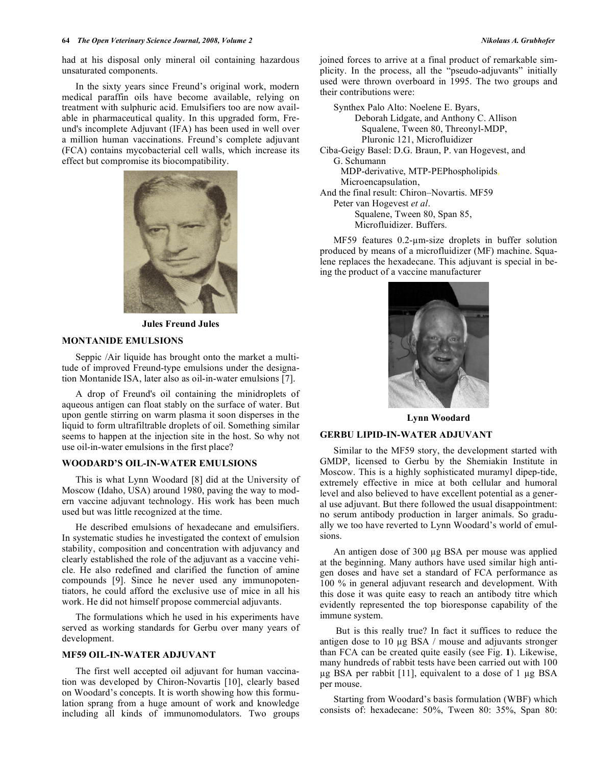had at his disposal only mineral oil containing hazardous unsaturated components.

In the sixty years since Freund's original work, modern medical paraffin oils have become available, relying on treatment with sulphuric acid. Emulsifiers too are now available in pharmaceutical quality. In this upgraded form, Freund's incomplete Adjuvant (IFA) has been used in well over a million human vaccinations. Freund's complete adjuvant (FCA) contains mycobacterial cell walls, which increase its effect but compromise its biocompatibility.

**Jules Freund Jules**

## MONTANIDE EMULSIONS

Seppic /Air liquide has brought onto the market a multitude of improved Freund-type emulsions under the designation Montanide ISA, later also as oil-in-water emulsions [7].

A drop of Freund's oil containing the minidroplets of aqueous antigen can float stably on the surface of water. But upon gentle stirring on warm plasma it soon disperses in the liquid to form ultrafiltrable droplets of oil. Something similar seems to happen at the injection site in the host. So why not use oil-in-water emulsions in the first place?

## WOODARD'S OIL-IN-WATER EMULSIONS

This is what Lynn Woodard [8] did at the University of Moscow (Idaho, USA) around 1980, paving the way to modern vaccine adjuvant technology. His work has been much used but was little recognized at the time.

He described emulsions of hexadecane and emulsifiers. In systematic studies he investigated the context of emulsion stability, composition and concentration with adjuvancy and clearly established the role of the adjuvant as a vaccine vehicle. He also redefined and clarified the function of amine compounds [9]. Since he never used any immunopotentiators, he could afford the exclusive use of mice in all his work. He did not himself propose commercial adjuvants.

The formulations which he used in his experiments have served as working standards for Gerbu over many years of development.

## MF59 OIL-IN-WATER ADJUVANT

The first well accepted oil adjuvant for human vaccination was developed by Chiron-Novartis [10], clearly based on Woodard's concepts. It is worth showing how this formulation sprang from a huge amount of work and knowledge including all kinds of immunomodulators. Two groups joined forces to arrive at a final product of remarkable simplicity. In the process, all the "pseudo-adjuvants" initially used were thrown overboard in 1995. The two groups and their contributions were:

Synthex Palo Alto: Noelene E. Byars,
Deborah Lidgate, and Anthony C. Allison
Squalene, Tween 80, Threonyl-MDP,
Pluronic 121, Microfluidizer

Ciba-Geigy Basel: D.G. Braun, P. van Hogevest, and G. Schumann
MDP-derivative, MTP-PEPhospholipids,
Microencapsulation,

And the final result: Chiron–Novartis. MF59
Peter van Hogevest *et al*.
Squalene, Tween 80, Span 85,
Microfluidizer. Buffers.

MF59 features 0.2-µm-size droplets in buffer solution produced by means of a microfluidizer (MF) machine. Squalene replaces the hexadecane. This adjuvant is special in being the product of a vaccine manufacturer

**Lynn Woodard**

## GERBU LIPID-IN-WATER ADJUVANT

Similar to the MF59 story, the development started with GMDP, licensed to Gerbu by the Shemiakin Institute in Moscow. This is a highly sophisticated muramyl dipep-tide, extremely effective in mice at both cellular and humoral level and also believed to have excellent potential as a general use adjuvant. But there followed the usual disappointment: no serum antibody production in larger animals. So gradually we too have reverted to Lynn Woodard's world of emulsions.

An antigen dose of 300 µg BSA per mouse was applied at the beginning. Many authors have used similar high antigen doses and have set a standard of FCA performance as 100 % in general adjuvant research and development. With this dose it was quite easy to reach an antibody titre which evidently represented the top bioresponse capability of the immune system.

But is this really true? In fact it suffices to reduce the antigen dose to 10 µg BSA / mouse and adjuvants stronger than FCA can be created quite easily (see Fig. **1**). Likewise, many hundreds of rabbit tests have been carried out with 100 µg BSA per rabbit [11], equivalent to a dose of 1 µg BSA per mouse.

Starting from Woodard's basis formulation (WBF) which consists of: hexadecane: 50%, Tween 80: 35%, Span 80: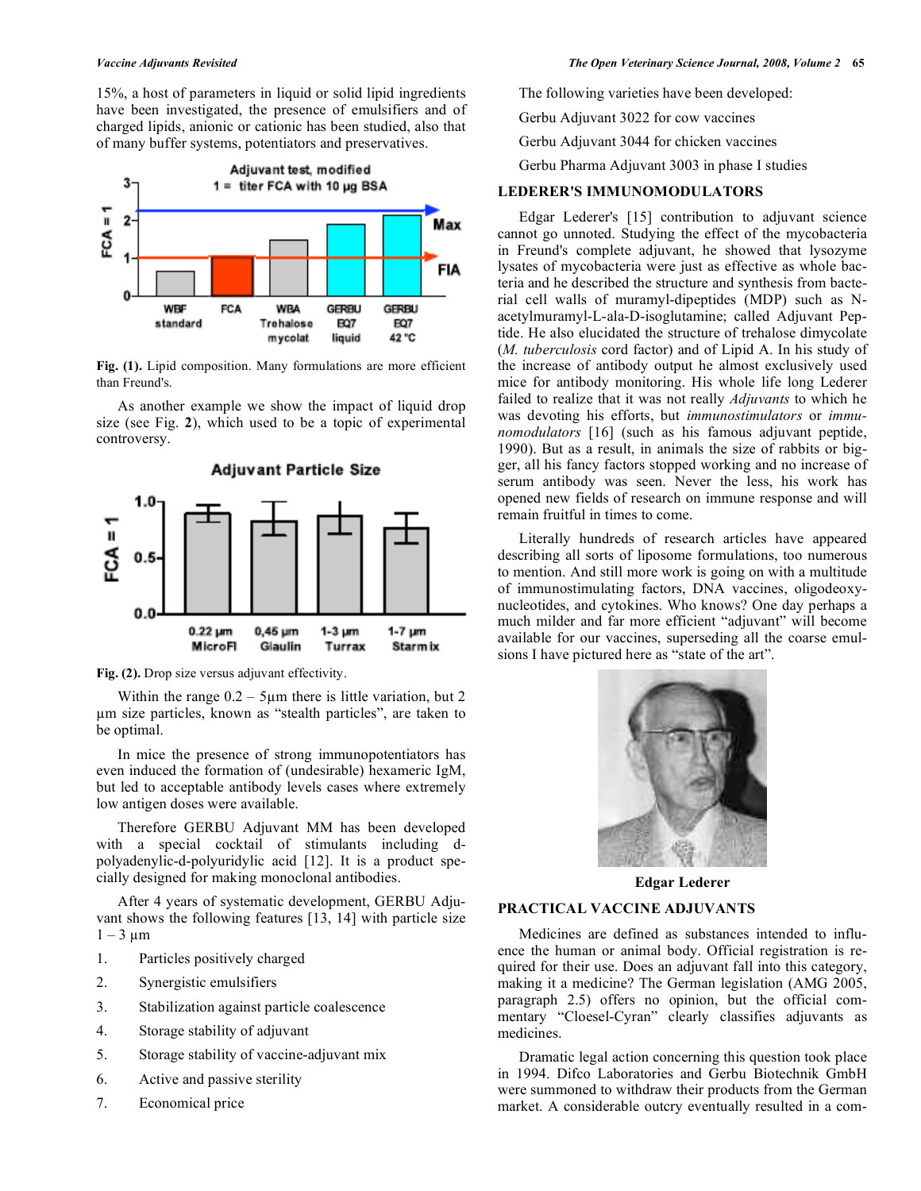15%, a host of parameters in liquid or solid lipid ingredients have been investigated, the presence of emulsifiers and of charged lipids, anionic or cationic has been studied, also that of many buffer systems, potentiators and preservatives.

**Fig. (1).** Lipid composition. Many formulations are more efficient than Freund's.

As another example we show the impact of liquid drop size (see Fig. **2**), which used to be a topic of experimental controversy.

**Fig. (2).** Drop size versus adjuvant effectivity.

Within the range 0.2 – 5µm there is little variation, but 2 µm size particles, known as "stealth particles", are taken to be optimal.

In mice the presence of strong immunopotentiators has even induced the formation of (undesirable) hexameric IgM, but led to acceptable antibody levels cases where extremely low antigen doses were available.

Therefore GERBU Adjuvant MM has been developed with a special cocktail of stimulants including d-polyadenylic-d-polyuridylic acid [12]. It is a product specially designed for making monoclonal antibodies.

After 4 years of systematic development, GERBU Adjuvant shows the following features [13, 14] with particle size 1 – 3 µm

1. Particles positively charged
2. Synergistic emulsifiers
3. Stabilization against particle coalescence
4. Storage stability of adjuvant
5. Storage stability of vaccine-adjuvant mix
6. Active and passive sterility
7. Economical price

The following varieties have been developed:

Gerbu Adjuvant 3022 for cow vaccines

Gerbu Adjuvant 3044 for chicken vaccines

Gerbu Pharma Adjuvant 3003 in phase I studies

## LEDERER'S IMMUNOMODULATORS

Edgar Lederer's [15] contribution to adjuvant science cannot go unnoted. Studying the effect of the mycobacteria in Freund's complete adjuvant, he showed that lysozyme lysates of mycobacteria were just as effective as whole bacteria and he described the structure and synthesis from bacterial cell walls of muramyl-dipeptides (MDP) such as N-acetylmuramyl-L-ala-D-isoglutamine; called Adjuvant Peptide. He also elucidated the structure of trehalose dimycolate (*M. tuberculosis* cord factor) and of Lipid A. In his study of the increase of antibody output he almost exclusively used mice for antibody monitoring. His whole life long Lederer failed to realize that it was not really *Adjuvants* to which he was devoting his efforts, but *immunostimulators* or *immunomodulators* [16] (such as his famous adjuvant peptide, 1990). But as a result, in animals the size of rabbits or bigger, all his fancy factors stopped working and no increase of serum antibody was seen. Never the less, his work has opened new fields of research on immune response and will remain fruitful in times to come.

Literally hundreds of research articles have appeared describing all sorts of liposome formulations, too numerous to mention. And still more work is going on with a multitude of immunostimulating factors, DNA vaccines, oligodeoxynucleotides, and cytokines. Who knows? One day perhaps a much milder and far more efficient "adjuvant" will become available for our vaccines, superseding all the coarse emulsions I have pictured here as "state of the art".

**Edgar Lederer**

## PRACTICAL VACCINE ADJUVANTS

Medicines are defined as substances intended to influence the human or animal body. Official registration is required for their use. Does an adjuvant fall into this category, making it a medicine? The German legislation (AMG 2005, paragraph 2.5) offers no opinion, but the official commentary "Cloesel-Cyran" clearly classifies adjuvants as medicines.

Dramatic legal action concerning this question took place in 1994. Difco Laboratories and Gerbu Biotechnik GmbH were summoned to withdraw their products from the German market. A considerable outcry eventually resulted in a com-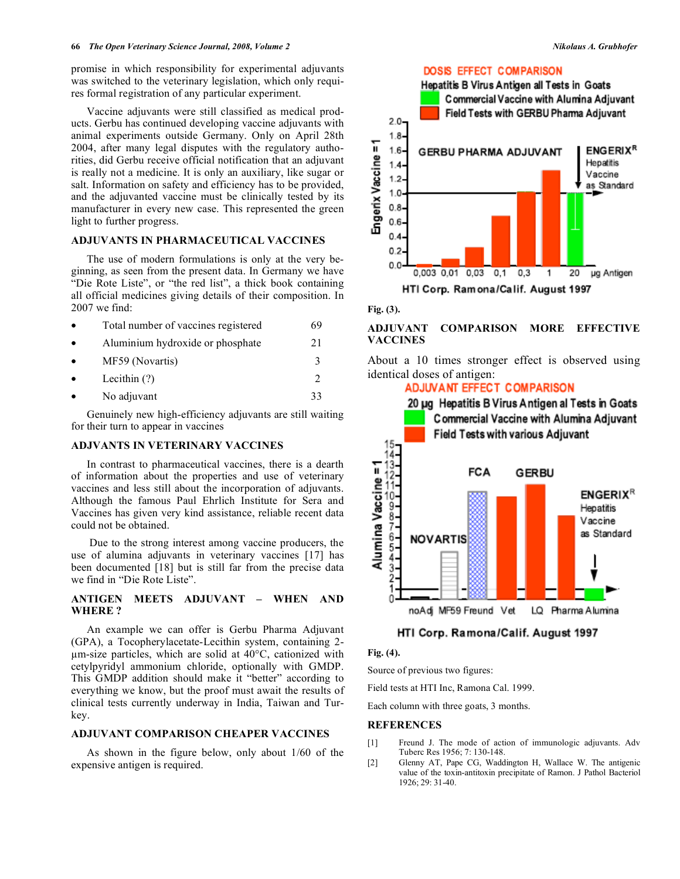promise in which responsibility for experimental adjuvants was switched to the veterinary legislation, which only requires formal registration of any particular experiment.

Vaccine adjuvants were still classified as medical products. Gerbu has continued developing vaccine adjuvants with animal experiments outside Germany. Only on April 28th 2004, after many legal disputes with the regulatory authorities, did Gerbu receive official notification that an adjuvant is really not a medicine. It is only an auxiliary, like sugar or salt. Information on safety and efficiency has to be provided, and the adjuvanted vaccine must be clinically tested by its manufacturer in every new case. This represented the green light to further progress.

## ADJUVANTS IN PHARMACEUTICAL VACCINES

The use of modern formulations is only at the very beginning, as seen from the present data. In Germany we have "Die Rote Liste", or "the red list", a thick book containing all official medicines giving details of their composition. In 2007 we find:

- Total number of vaccines registered 69
- Aluminium hydroxide or phosphate 21
- MF59 (Novartis) 3
- Lecithin (?) 2
- No adjuvant 33

Genuinely new high-efficiency adjuvants are still waiting for their turn to appear in vaccines

## ADJVANTS IN VETERINARY VACCINES

In contrast to pharmaceutical vaccines, there is a dearth of information about the properties and use of veterinary vaccines and less still about the incorporation of adjuvants. Although the famous Paul Ehrlich Institute for Sera and Vaccines has given very kind assistance, reliable recent data could not be obtained.

Due to the strong interest among vaccine producers, the use of alumina adjuvants in veterinary vaccines [17] has been documented [18] but is still far from the precise data we find in "Die Rote Liste".

## ANTIGEN MEETS ADJUVANT – WHEN AND WHERE ?

An example we can offer is Gerbu Pharma Adjuvant (GPA), a Tocopherylacetate-Lecithin system, containing 2-µm-size particles, which are solid at 40°C, cationized with cetylpyridyl ammonium chloride, optionally with GMDP. This GMDP addition should make it "better" according to everything we know, but the proof must await the results of clinical tests currently underway in India, Taiwan and Turkey.

## ADJUVANT COMPARISON CHEAPER VACCINES

As shown in the figure below, only about 1/60 of the expensive antigen is required.

**Fig. (3).**

## ADJUVANT COMPARISON MORE EFFECTIVE VACCINES

About a 10 times stronger effect is observed using identical doses of antigen:

**Fig. (4).**

Source of previous two figures:

Field tests at HTI Inc, Ramona Cal. 1999.

Each column with three goats, 3 months.

## REFERENCES

[1] Freund J. The mode of action of immunologic adjuvants. Adv Tuberc Res 1956; 7: 130-148.

[2] Glenny AT, Pape CG, Waddington H, Wallace W. The antigenic value of the toxin-antitoxin precipitate of Ramon. J Pathol Bacteriol 1926; 29: 31-40.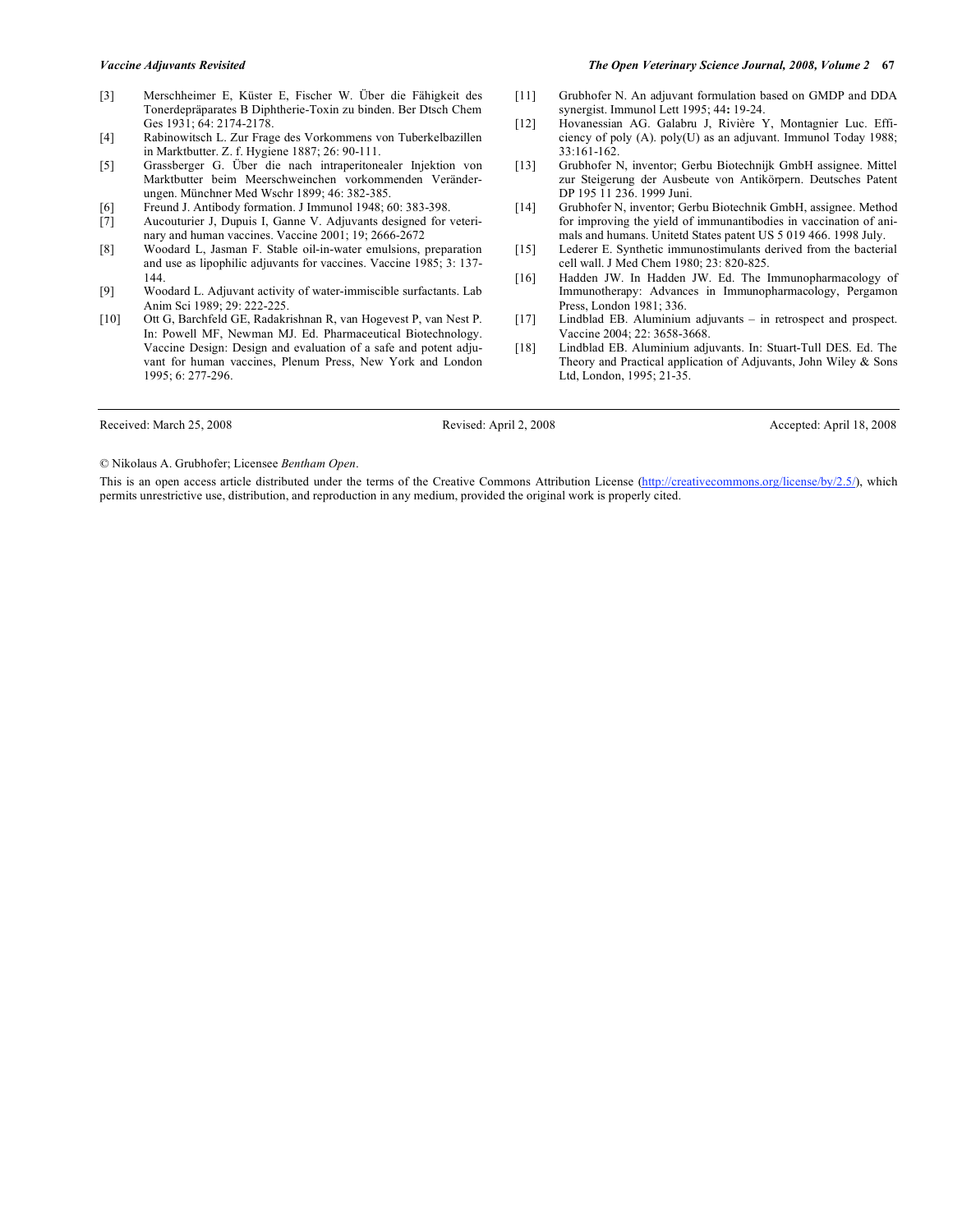[3] Merschheimer E, Küster E, Fischer W. Über die Fähigkeit des Tonerdepräparates B Diphtherie-Toxin zu binden. Ber Dtsch Chem Ges 1931; 64: 2174-2178.

[4] Rabinowitsch L. Zur Frage des Vorkommens von Tuberkelbazillen in Marktbutter. Z. f. Hygiene 1887; 26: 90-111.

[5] Grassberger G. Über die nach intraperitonealer Injektion von Marktbutter beim Meerschweinchen vorkommenden Veränderungen. Münchner Med Wschr 1899; 46: 382-385.

[6] Freund J. Antibody formation. J Immunol 1948; 60: 383-398.

[7] Aucouturier J, Dupuis I, Ganne V. Adjuvants designed for veterinary and human vaccines. Vaccine 2001; 19; 2666-2672

[8] Woodard L, Jasman F. Stable oil-in-water emulsions, preparation and use as lipophilic adjuvants for vaccines. Vaccine 1985; 3: 137-144.

[9] Woodard L. Adjuvant activity of water-immiscible surfactants. Lab Anim Sci 1989; 29: 222-225.

[10] Ott G, Barchfeld GE, Radakrishnan R, van Hogevest P, van Nest P. In: Powell MF, Newman MJ. Ed. Pharmaceutical Biotechnology. Vaccine Design: Design and evaluation of a safe and potent adjuvant for human vaccines, Plenum Press, New York and London 1995; 6: 277-296.

[11] Grubhofer N. An adjuvant formulation based on GMDP and DDA synergist. Immunol Lett 1995; 44**:** 19-24.

[12] Hovanessian AG. Galabru J, Rivière Y, Montagnier Luc. Efficiency of poly (A). poly(U) as an adjuvant. Immunol Today 1988; 33:161-162.

[13] Grubhofer N, inventor; Gerbu Biotechnijk GmbH assignee. Mittel zur Steigerung der Ausbeute von Antikörpern. Deutsches Patent DP 195 11 236. 1999 Juni.

[14] Grubhofer N, inventor; Gerbu Biotechnik GmbH, assignee. Method for improving the yield of immunantibodies in vaccination of animals and humans. Unitetd States patent US 5 019 466. 1998 July.

[15] Lederer E. Synthetic immunostimulants derived from the bacterial cell wall. J Med Chem 1980; 23: 820-825.

[16] Hadden JW. In Hadden JW. Ed. The Immunopharmacology of Immunotherapy: Advances in Immunopharmacology, Pergamon Press, London 1981; 336.

[17] Lindblad EB. Aluminium adjuvants – in retrospect and prospect. Vaccine 2004; 22: 3658-3668.

[18] Lindblad EB. Aluminium adjuvants. In: Stuart-Tull DES. Ed. The Theory and Practical application of Adjuvants, John Wiley & Sons Ltd, London, 1995; 21-35.

---

Received: March 25, 2008    Revised: April 2, 2008    Accepted: April 18, 2008

© Nikolaus A. Grubhofer; Licensee *Bentham Open*.

This is an open access article distributed under the terms of the Creative Commons Attribution License (http://creativecommons.org/license/by/2.5/), which permits unrestrictive use, distribution, and reproduction in any medium, provided the original work is properly cited.